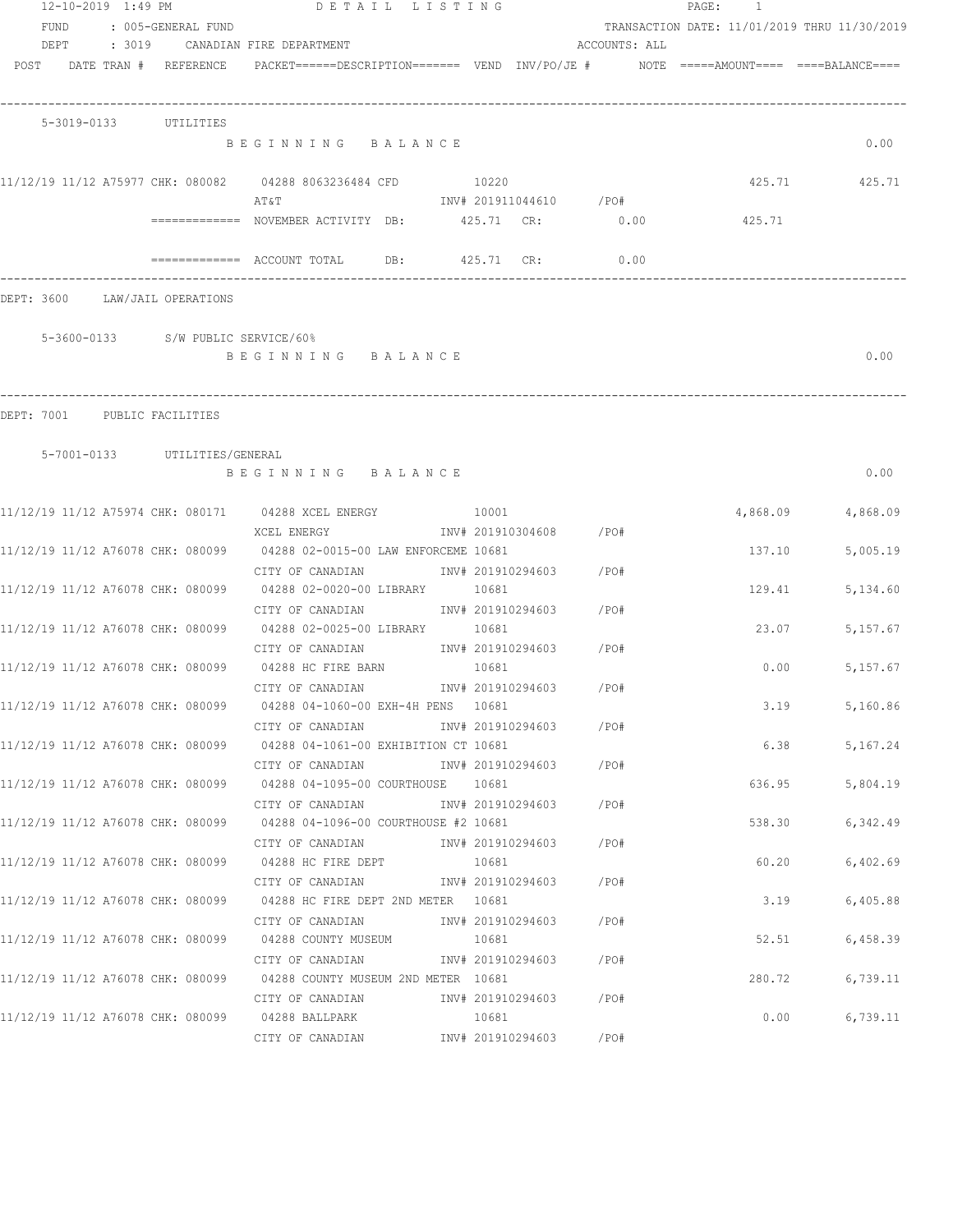12-10-2019 1:49 PM DETAIL LISTING

FUND : 005-GENERAL FUND — TRANSACTION DATE: 11/01/2019 THRU 11/30/2019

DEPT : 3019 CANADIAN FIRE DEPARTMENT — ACCOUNTS: ALL

| POST | DATE TRAN # | REFERENCE | PACKET======DESCRIPTION======= | VEND | INV/PO/JE # | NOTE | =====AMOUNT==== | ====BALANCE==== |
|---|---|---|---|---|---|---|---|---|

### 5-3019-0133 UTILITIES

| POST | DATE TRAN # | REFERENCE | PACKET / DESCRIPTION | VEND | INV/PO/JE # | NOTE | AMOUNT | BALANCE |
|---|---|---|---|---|---|---|---|---|
| | | | BEGINNING BALANCE | | | | | 0.00 |
| 11/12/19 | 11/12 A75977 | CHK: 080082 | 04288 8063236484 CFD / AT&T | 10220 | INV# 201911044610 /PO# | | 425.71 | 425.71 |
| | | | ============= NOVEMBER ACTIVITY DB: 425.71 CR: 0.00 | | | | 425.71 | |
| | | | ============= ACCOUNT TOTAL DB: 425.71 CR: 0.00 | | | | | |

## DEPT: 3600 LAW/JAIL OPERATIONS

### 5-3600-0133 S/W PUBLIC SERVICE/60%

| | | | BEGINNING BALANCE | | | | | 0.00 |
|---|---|---|---|---|---|---|---|---|

## DEPT: 7001 PUBLIC FACILITIES

### 5-7001-0133 UTILITIES/GENERAL

| POST | DATE TRAN # | REFERENCE | PACKET / DESCRIPTION | VEND | INV/PO/JE # | NOTE | AMOUNT | BALANCE |
|---|---|---|---|---|---|---|---|---|
| | | | BEGINNING BALANCE | | | | | 0.00 |
| 11/12/19 | 11/12 A75974 | CHK: 080171 | 04288 XCEL ENERGY / XCEL ENERGY | 10001 | INV# 201910304608 /PO# | | 4,868.09 | 4,868.09 |
| 11/12/19 | 11/12 A76078 | CHK: 080099 | 04288 02-0015-00 LAW ENFORCEME / CITY OF CANADIAN | 10681 | INV# 201910294603 /PO# | | 137.10 | 5,005.19 |
| 11/12/19 | 11/12 A76078 | CHK: 080099 | 04288 02-0020-00 LIBRARY / CITY OF CANADIAN | 10681 | INV# 201910294603 /PO# | | 129.41 | 5,134.60 |
| 11/12/19 | 11/12 A76078 | CHK: 080099 | 04288 02-0025-00 LIBRARY / CITY OF CANADIAN | 10681 | INV# 201910294603 /PO# | | 23.07 | 5,157.67 |
| 11/12/19 | 11/12 A76078 | CHK: 080099 | 04288 HC FIRE BARN / CITY OF CANADIAN | 10681 | INV# 201910294603 /PO# | | 0.00 | 5,157.67 |
| 11/12/19 | 11/12 A76078 | CHK: 080099 | 04288 04-1060-00 EXH-4H PENS / CITY OF CANADIAN | 10681 | INV# 201910294603 /PO# | | 3.19 | 5,160.86 |
| 11/12/19 | 11/12 A76078 | CHK: 080099 | 04288 04-1061-00 EXHIBITION CT / CITY OF CANADIAN | 10681 | INV# 201910294603 /PO# | | 6.38 | 5,167.24 |
| 11/12/19 | 11/12 A76078 | CHK: 080099 | 04288 04-1095-00 COURTHOUSE / CITY OF CANADIAN | 10681 | INV# 201910294603 /PO# | | 636.95 | 5,804.19 |
| 11/12/19 | 11/12 A76078 | CHK: 080099 | 04288 04-1096-00 COURTHOUSE #2 / CITY OF CANADIAN | 10681 | INV# 201910294603 /PO# | | 538.30 | 6,342.49 |
| 11/12/19 | 11/12 A76078 | CHK: 080099 | 04288 HC FIRE DEPT / CITY OF CANADIAN | 10681 | INV# 201910294603 /PO# | | 60.20 | 6,402.69 |
| 11/12/19 | 11/12 A76078 | CHK: 080099 | 04288 HC FIRE DEPT 2ND METER / CITY OF CANADIAN | 10681 | INV# 201910294603 /PO# | | 3.19 | 6,405.88 |
| 11/12/19 | 11/12 A76078 | CHK: 080099 | 04288 COUNTY MUSEUM / CITY OF CANADIAN | 10681 | INV# 201910294603 /PO# | | 52.51 | 6,458.39 |
| 11/12/19 | 11/12 A76078 | CHK: 080099 | 04288 COUNTY MUSEUM 2ND METER / CITY OF CANADIAN | 10681 | INV# 201910294603 /PO# | | 280.72 | 6,739.11 |
| 11/12/19 | 11/12 A76078 | CHK: 080099 | 04288 BALLPARK / CITY OF CANADIAN | 10681 | INV# 201910294603 /PO# | | 0.00 | 6,739.11 |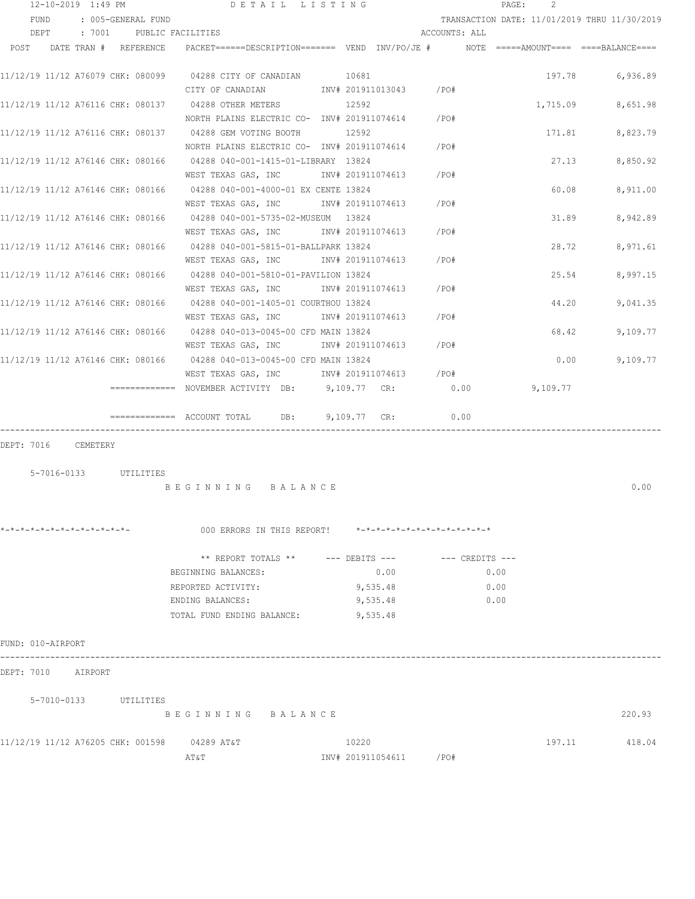FUND : 005-GENERAL FUND — TRANSACTION DATE: 11/01/2019 THRU 11/30/2019

DEPT : 7001 PUBLIC FACILITIES — ACCOUNTS: ALL

| POST | DATE | TRAN # | REFERENCE | PACKET======DESCRIPTION======= | VEND | INV/PO/JE # | NOTE | =====AMOUNT==== | ====BALANCE==== |
|---|---|---|---|---|---|---|---|---|---|
| 11/12/19 | 11/12 | A76079 | CHK: 080099 | 04288 CITY OF CANADIAN / CITY OF CANADIAN | 10681 | INV# 201911013043 /PO# | | 197.78 | 6,936.89 |
| 11/12/19 | 11/12 | A76116 | CHK: 080137 | 04288 OTHER METERS / NORTH PLAINS ELECTRIC CO- | 12592 | INV# 201911074614 /PO# | | 1,715.09 | 8,651.98 |
| 11/12/19 | 11/12 | A76116 | CHK: 080137 | 04288 GEM VOTING BOOTH / NORTH PLAINS ELECTRIC CO- | 12592 | INV# 201911074614 /PO# | | 171.81 | 8,823.79 |
| 11/12/19 | 11/12 | A76146 | CHK: 080166 | 04288 040-001-1415-01-LIBRARY / WEST TEXAS GAS, INC | 13824 | INV# 201911074613 /PO# | | 27.13 | 8,850.92 |
| 11/12/19 | 11/12 | A76146 | CHK: 080166 | 04288 040-001-4000-01 EX CENTE / WEST TEXAS GAS, INC | 13824 | INV# 201911074613 /PO# | | 60.08 | 8,911.00 |
| 11/12/19 | 11/12 | A76146 | CHK: 080166 | 04288 040-001-5735-02-MUSEUM / WEST TEXAS GAS, INC | 13824 | INV# 201911074613 /PO# | | 31.89 | 8,942.89 |
| 11/12/19 | 11/12 | A76146 | CHK: 080166 | 04288 040-001-5815-01-BALLPARK / WEST TEXAS GAS, INC | 13824 | INV# 201911074613 /PO# | | 28.72 | 8,971.61 |
| 11/12/19 | 11/12 | A76146 | CHK: 080166 | 04288 040-001-5810-01-PAVILION / WEST TEXAS GAS, INC | 13824 | INV# 201911074613 /PO# | | 25.54 | 8,997.15 |
| 11/12/19 | 11/12 | A76146 | CHK: 080166 | 04288 040-001-1405-01 COURTHOU / WEST TEXAS GAS, INC | 13824 | INV# 201911074613 /PO# | | 44.20 | 9,041.35 |
| 11/12/19 | 11/12 | A76146 | CHK: 080166 | 04288 040-013-0045-00 CFD MAIN / WEST TEXAS GAS, INC | 13824 | INV# 201911074613 /PO# | | 68.42 | 9,109.77 |
| 11/12/19 | 11/12 | A76146 | CHK: 080166 | 04288 040-013-0045-00 CFD MAIN / WEST TEXAS GAS, INC | 13824 | INV# 201911074613 /PO# | | 0.00 | 9,109.77 |

============= NOVEMBER ACTIVITY DB: 9,109.77 CR: 0.00 9,109.77

============= ACCOUNT TOTAL DB: 9,109.77 CR: 0.00

DEPT: 7016 CEMETERY

5-7016-0133 UTILITIES

B E G I N N I N G B A L A N C E 0.00

*-*-*-*-*-*-*-*-*-*-*-*-*- 000 ERRORS IN THIS REPORT! *-*-*-*-*-*-*-*-*-*-*-*-*-*

| ** REPORT TOTALS ** | --- DEBITS --- | --- CREDITS --- |
|---|---|---|
| BEGINNING BALANCES: | 0.00 | 0.00 |
| REPORTED ACTIVITY: | 9,535.48 | 0.00 |
| ENDING BALANCES: | 9,535.48 | 0.00 |
| TOTAL FUND ENDING BALANCE: | 9,535.48 | |

FUND: 010-AIRPORT

DEPT: 7010 AIRPORT

5-7010-0133 UTILITIES

B E G I N N I N G B A L A N C E 220.93

| POST | DATE | TRAN # | REFERENCE | PACKET======DESCRIPTION======= | VEND | INV/PO/JE # | NOTE | =====AMOUNT==== | ====BALANCE==== |
|---|---|---|---|---|---|---|---|---|---|
| 11/12/19 | 11/12 | A76205 | CHK: 001598 | 04289 AT&T / AT&T | 10220 | INV# 201911054611 /PO# | | 197.11 | 418.04 |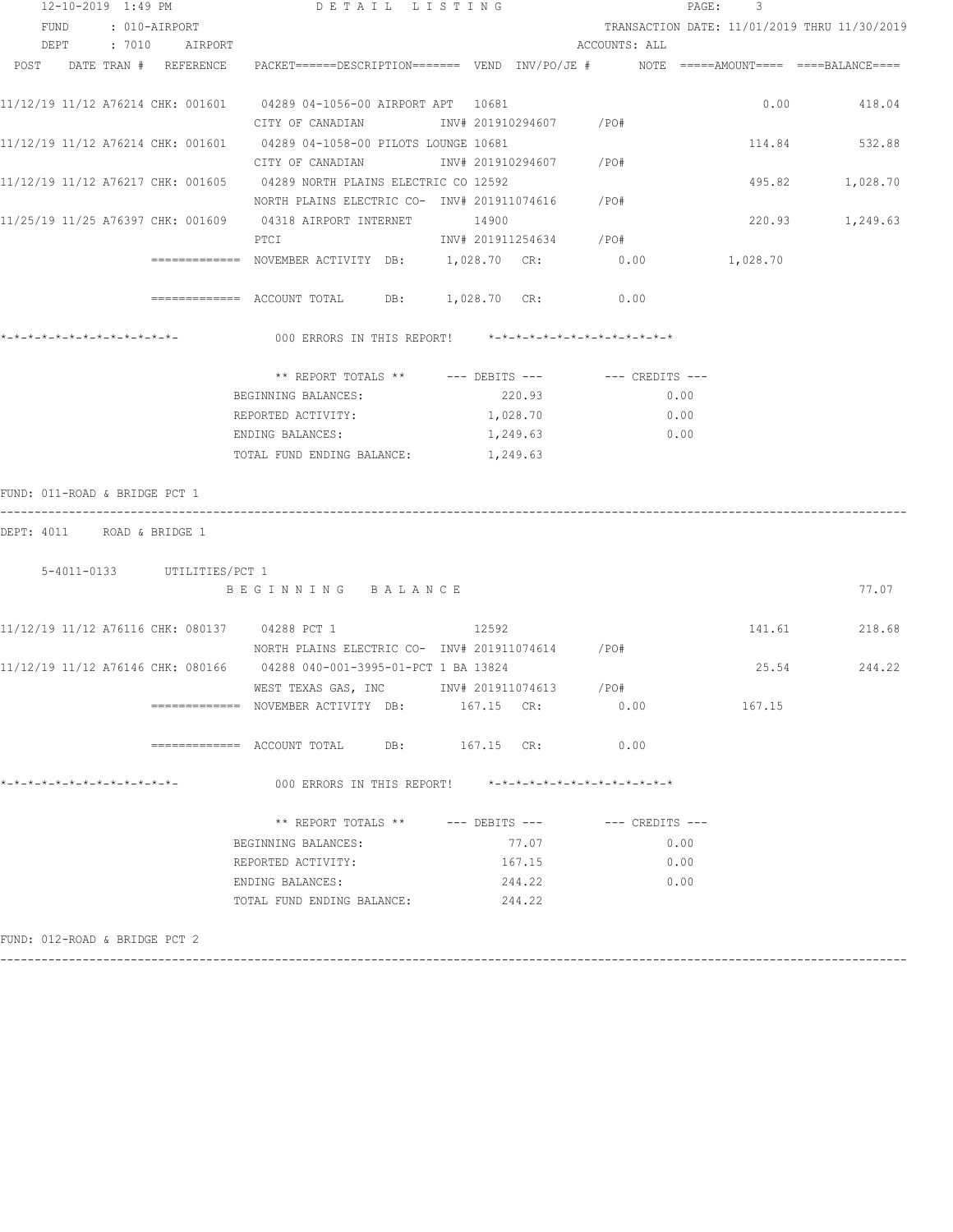12-10-2019 1:49 PM DETAIL LISTING

FUND : 010-AIRPORT TRANSACTION DATE: 11/01/2019 THRU 11/30/2019

DEPT : 7010 AIRPORT ACCOUNTS: ALL

| POST | DATE TRAN # | REFERENCE | PACKET======DESCRIPTION======= | VEND | INV/PO/JE # | NOTE | =====AMOUNT==== | ====BALANCE==== |
|---|---|---|---|---|---|---|---|---|
| 11/12/19 | 11/12 A76214 | CHK: 001601 | 04289 04-1056-00 AIRPORT APT | 10681 | | | 0.00 | 418.04 |
| | | | CITY OF CANADIAN | | INV# 201910294607 | /PO# | | |
| 11/12/19 | 11/12 A76214 | CHK: 001601 | 04289 04-1058-00 PILOTS LOUNGE | 10681 | | | 114.84 | 532.88 |
| | | | CITY OF CANADIAN | | INV# 201910294607 | /PO# | | |
| 11/12/19 | 11/12 A76217 | CHK: 001605 | 04289 NORTH PLAINS ELECTRIC CO | 12592 | | | 495.82 | 1,028.70 |
| | | | NORTH PLAINS ELECTRIC CO- | | INV# 201911074616 | /PO# | | |
| 11/25/19 | 11/25 A76397 | CHK: 001609 | 04318 AIRPORT INTERNET | 14900 | | | 220.93 | 1,249.63 |
| | | | PTCI | | INV# 201911254634 | /PO# | | |

============= NOVEMBER ACTIVITY DB: 1,028.70 CR: 0.00 1,028.70

============= ACCOUNT TOTAL DB: 1,028.70 CR: 0.00

*-*-*-*-*-*-*-*-*-*-*-*-*-  000 ERRORS IN THIS REPORT!  *-*-*-*-*-*-*-*-*-*-*-*-*-*

| ** REPORT TOTALS ** | --- DEBITS --- | --- CREDITS --- |
|---|---|---|
| BEGINNING BALANCES: | 220.93 | 0.00 |
| REPORTED ACTIVITY: | 1,028.70 | 0.00 |
| ENDING BALANCES: | 1,249.63 | 0.00 |
| TOTAL FUND ENDING BALANCE: | 1,249.63 | |

FUND: 011-ROAD & BRIDGE PCT 1

DEPT: 4011 ROAD & BRIDGE 1

5-4011-0133 UTILITIES/PCT 1

B E G I N N I N G   B A L A N C E 77.07

| POST | DATE TRAN # | REFERENCE | PACKET======DESCRIPTION======= | VEND | INV/PO/JE # | NOTE | =====AMOUNT==== | ====BALANCE==== |
|---|---|---|---|---|---|---|---|---|
| 11/12/19 | 11/12 A76116 | CHK: 080137 | 04288 PCT 1 | 12592 | | | 141.61 | 218.68 |
| | | | NORTH PLAINS ELECTRIC CO- | | INV# 201911074614 | /PO# | | |
| 11/12/19 | 11/12 A76146 | CHK: 080166 | 04288 040-001-3995-01-PCT 1 BA | 13824 | | | 25.54 | 244.22 |
| | | | WEST TEXAS GAS, INC | | INV# 201911074613 | /PO# | | |

============= NOVEMBER ACTIVITY DB: 167.15 CR: 0.00 167.15

============= ACCOUNT TOTAL DB: 167.15 CR: 0.00

*-*-*-*-*-*-*-*-*-*-*-*-*-  000 ERRORS IN THIS REPORT!  *-*-*-*-*-*-*-*-*-*-*-*-*-*

| ** REPORT TOTALS ** | --- DEBITS --- | --- CREDITS --- |
|---|---|---|
| BEGINNING BALANCES: | 77.07 | 0.00 |
| REPORTED ACTIVITY: | 167.15 | 0.00 |
| ENDING BALANCES: | 244.22 | 0.00 |
| TOTAL FUND ENDING BALANCE: | 244.22 | |

FUND: 012-ROAD & BRIDGE PCT 2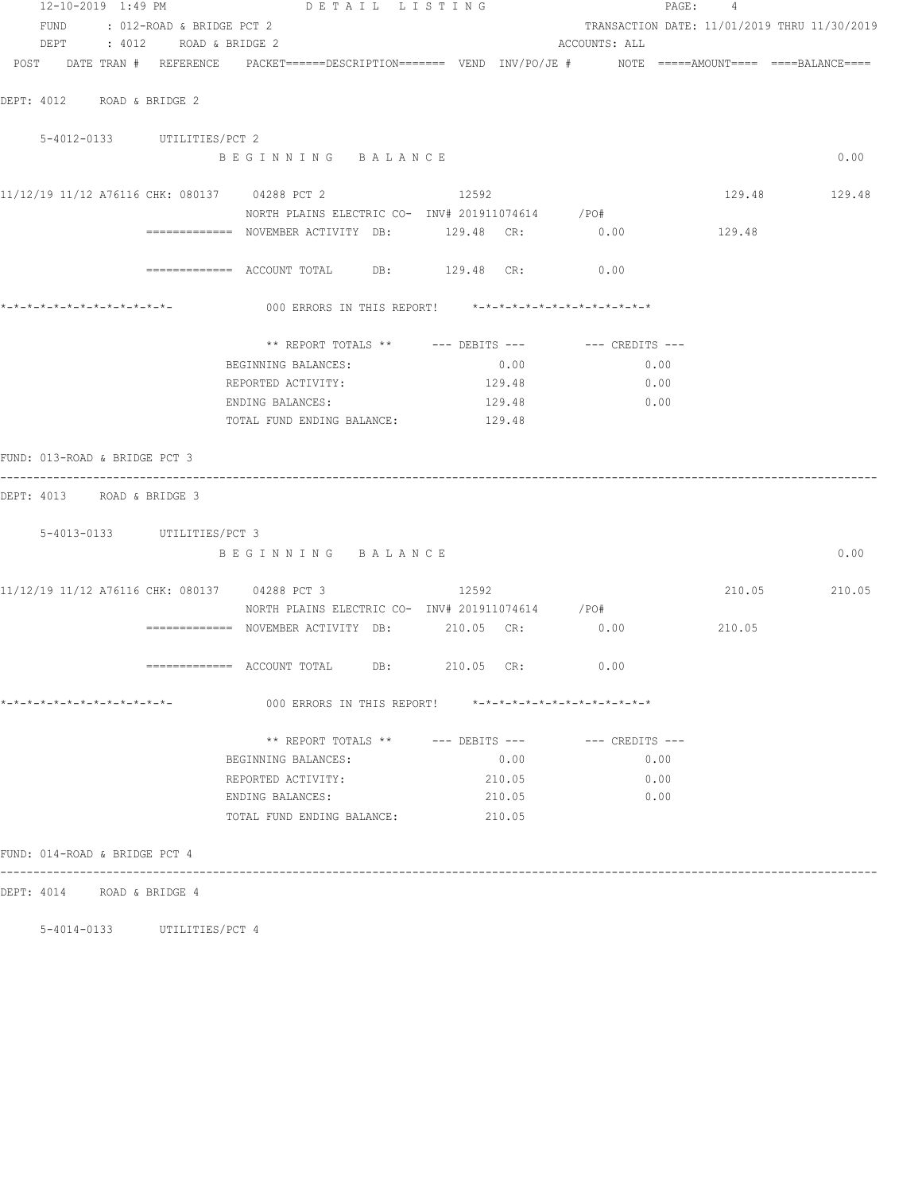12-10-2019 1:49 PM DETAIL LISTING PAGE: 4

FUND : 012-ROAD & BRIDGE PCT 2 TRANSACTION DATE: 11/01/2019 THRU 11/30/2019

DEPT : 4012 ROAD & BRIDGE 2 ACCOUNTS: ALL

```
POST   DATE TRAN #  REFERENCE   PACKET======DESCRIPTION=======  VEND  INV/PO/JE #      NOTE  =====AMOUNT====  ====BALANCE====

DEPT: 4012    ROAD & BRIDGE 2

    5-4012-0133       UTILITIES/PCT 2
                        B E G I N N I N G   B A L A N C E                                                         0.00

11/12/19 11/12 A76116 CHK: 080137    04288 PCT 2                 12592                                   129.48        129.48
                        NORTH PLAINS ELECTRIC CO-  INV# 201911074614      /PO#
              =============  NOVEMBER ACTIVITY  DB:       129.48  CR:          0.00            129.48

              =============  ACCOUNT TOTAL      DB:       129.48  CR:          0.00

*-*-*-*-*-*-*-*-*-*-*-*-*-            000 ERRORS IN THIS REPORT!    *-*-*-*-*-*-*-*-*-*-*-*-*-*

                        ** REPORT TOTALS **      --- DEBITS ---        --- CREDITS ---
                     BEGINNING BALANCES:                  0.00                0.00
                     REPORTED ACTIVITY:                 129.48                0.00
                     ENDING BALANCES:                   129.48                0.00
                     TOTAL FUND ENDING BALANCE:         129.48

FUND: 013-ROAD & BRIDGE PCT 3
------------------------------------------------------------------------------------------------------------------------------
DEPT: 4013    ROAD & BRIDGE 3

    5-4013-0133       UTILITIES/PCT 3
                        B E G I N N I N G   B A L A N C E                                                         0.00

11/12/19 11/12 A76116 CHK: 080137    04288 PCT 3                 12592                                   210.05        210.05
                        NORTH PLAINS ELECTRIC CO-  INV# 201911074614      /PO#
              =============  NOVEMBER ACTIVITY  DB:       210.05  CR:          0.00            210.05

              =============  ACCOUNT TOTAL      DB:       210.05  CR:          0.00

*-*-*-*-*-*-*-*-*-*-*-*-*-            000 ERRORS IN THIS REPORT!    *-*-*-*-*-*-*-*-*-*-*-*-*-*

                        ** REPORT TOTALS **      --- DEBITS ---        --- CREDITS ---
                     BEGINNING BALANCES:                  0.00                0.00
                     REPORTED ACTIVITY:                 210.05                0.00
                     ENDING BALANCES:                   210.05                0.00
                     TOTAL FUND ENDING BALANCE:         210.05

FUND: 014-ROAD & BRIDGE PCT 4
------------------------------------------------------------------------------------------------------------------------------
DEPT: 4014    ROAD & BRIDGE 4

    5-4014-0133       UTILITIES/PCT 4
```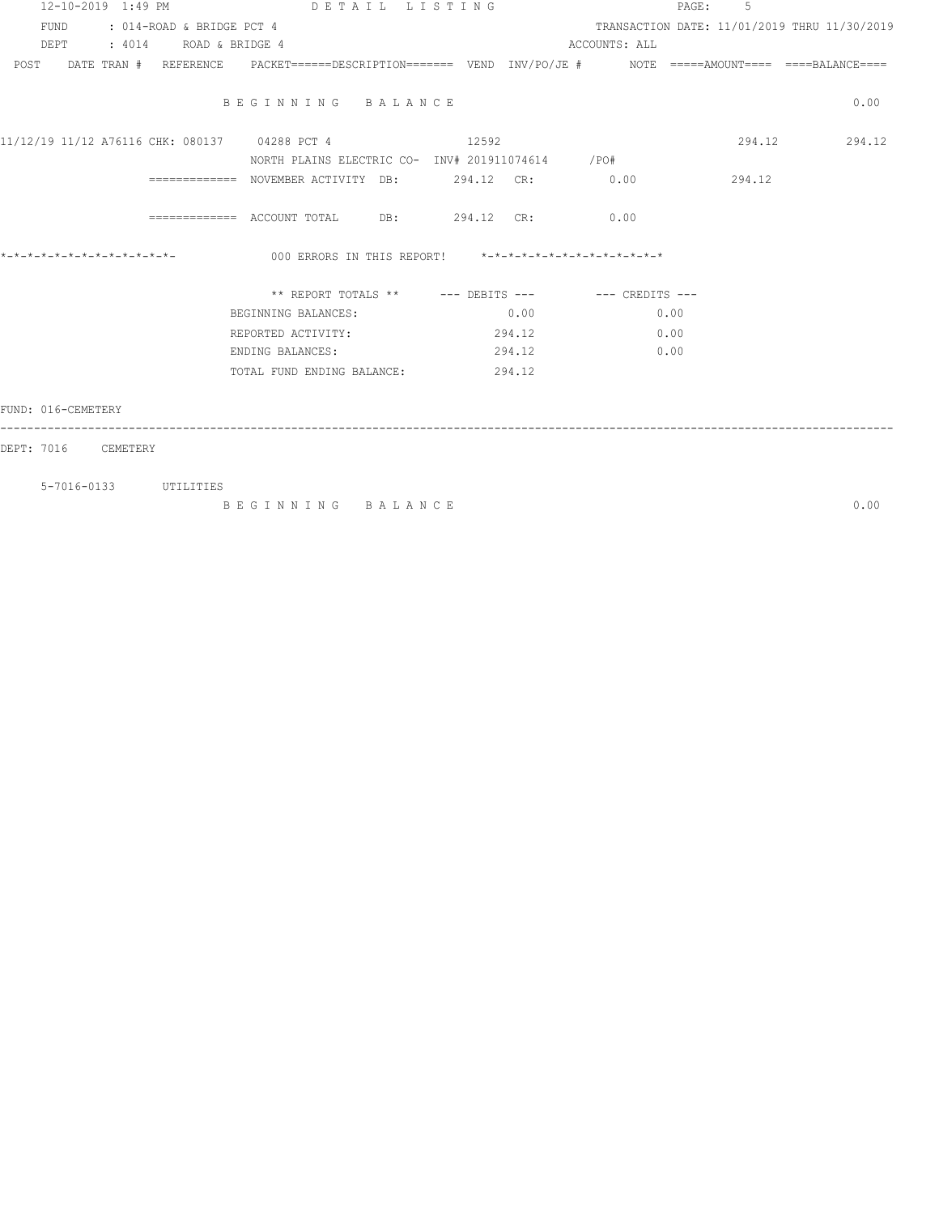12-10-2019 1:49 PM DETAIL LISTING

FUND : 014-ROAD & BRIDGE PCT 4 TRANSACTION DATE: 11/01/2019 THRU 11/30/2019

DEPT : 4014 ROAD & BRIDGE 4 ACCOUNTS: ALL

| POST | DATE TRAN # | REFERENCE | PACKET======DESCRIPTION======= | VEND | INV/PO/JE # | NOTE | =====AMOUNT==== | ====BALANCE==== |
|---|---|---|---|---|---|---|---|---|
| | | | BEGINNING BALANCE | | | | | 0.00 |
| 11/12/19 | 11/12 A76116 | CHK: 080137 | 04288 PCT 4 | 12592 | | | 294.12 | 294.12 |
| | | | NORTH PLAINS ELECTRIC CO- | | INV# 201911074614 /PO# | | | |

============= NOVEMBER ACTIVITY DB: 294.12 CR: 0.00 294.12

============= ACCOUNT TOTAL DB: 294.12 CR: 0.00

*-*-*-*-*-*-*-*-*-*-*-*-*-*- 000 ERRORS IN THIS REPORT! *-*-*-*-*-*-*-*-*-*-*-*-*-*-*

| ** REPORT TOTALS ** | --- DEBITS --- | --- CREDITS --- |
|---|---|---|
| BEGINNING BALANCES: | 0.00 | 0.00 |
| REPORTED ACTIVITY: | 294.12 | 0.00 |
| ENDING BALANCES: | 294.12 | 0.00 |
| TOTAL FUND ENDING BALANCE: | 294.12 | |

FUND: 016-CEMETERY

---

DEPT: 7016 CEMETERY

5-7016-0133 UTILITIES

BEGINNING BALANCE 0.00